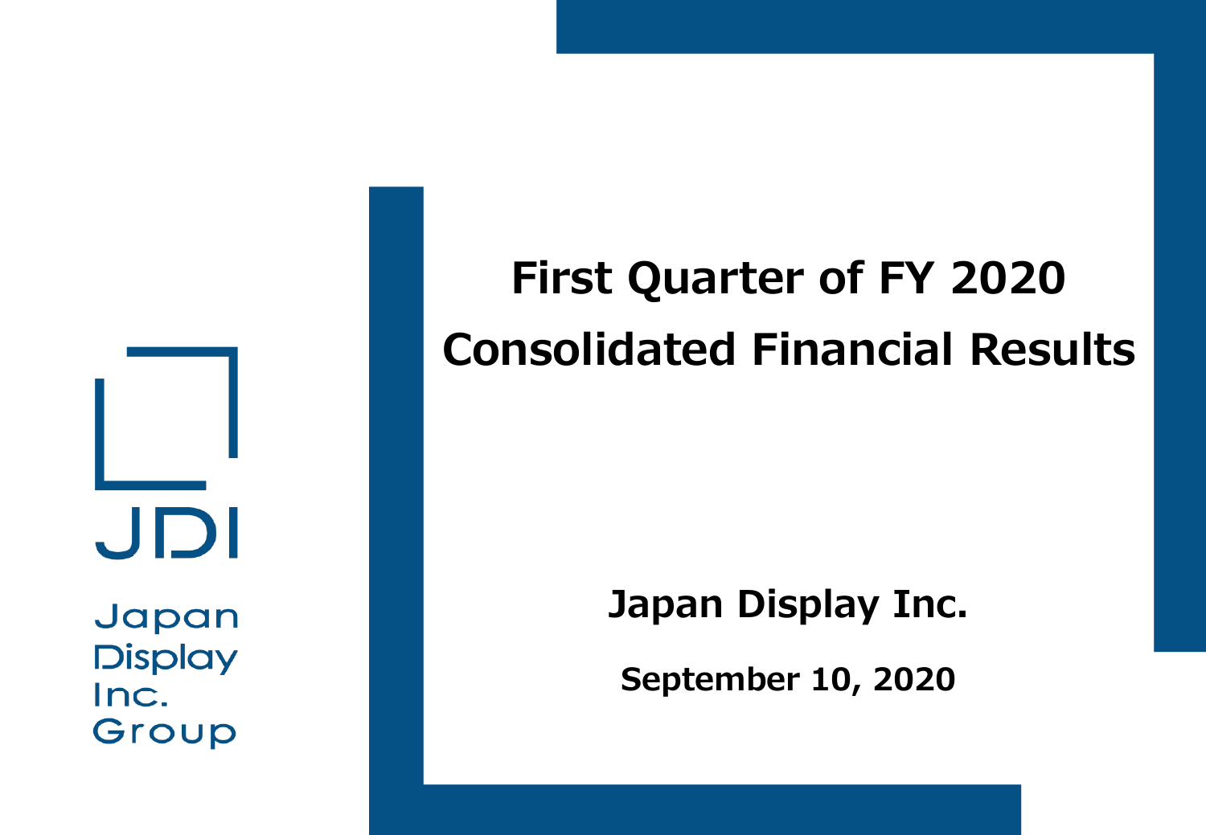# First Quarter of FY 2020 Consolidated Financial Results

JDI

Japan Display Inc. Group

**Japan Display Inc.**

**September 10, 2020**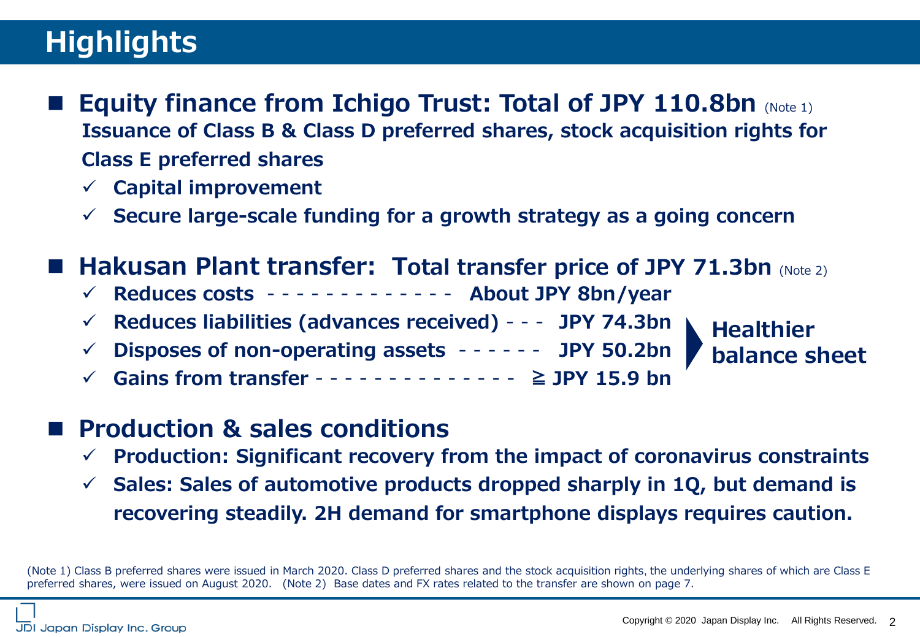# Highlights

- **Equity finance from Ichigo Trust: Total of JPY 110.8bn** (Note 1)

  **Issuance of Class B & Class D preferred shares, stock acquisition rights for Class E preferred shares**

  - ✓ **Capital improvement**
  - ✓ **Secure large-scale funding for a growth strategy as a going concern**

- **Hakusan Plant transfer: Total transfer price of JPY 71.3bn** (Note 2)

  - ✓ **Reduces costs** - - - - - - - - - - - - - **About JPY 8bn/year**
  - ✓ **Reduces liabilities (advances received)** - - - **JPY 74.3bn**
  - ✓ **Disposes of non-operating assets** - - - - - - **JPY 50.2bn**
  - ✓ **Gains from transfer** - - - - - - - - - - - - - - **≧ JPY 15.9 bn**

  **Healthier balance sheet**

- **Production & sales conditions**

  - ✓ **Production: Significant recovery from the impact of coronavirus constraints**
  - ✓ **Sales: Sales of automotive products dropped sharply in 1Q, but demand is recovering steadily. 2H demand for smartphone displays requires caution.**

(Note 1) Class B preferred shares were issued in March 2020. Class D preferred shares and the stock acquisition rights, the underlying shares of which are Class E preferred shares, were issued on August 2020. (Note 2) Base dates and FX rates related to the transfer are shown on page 7.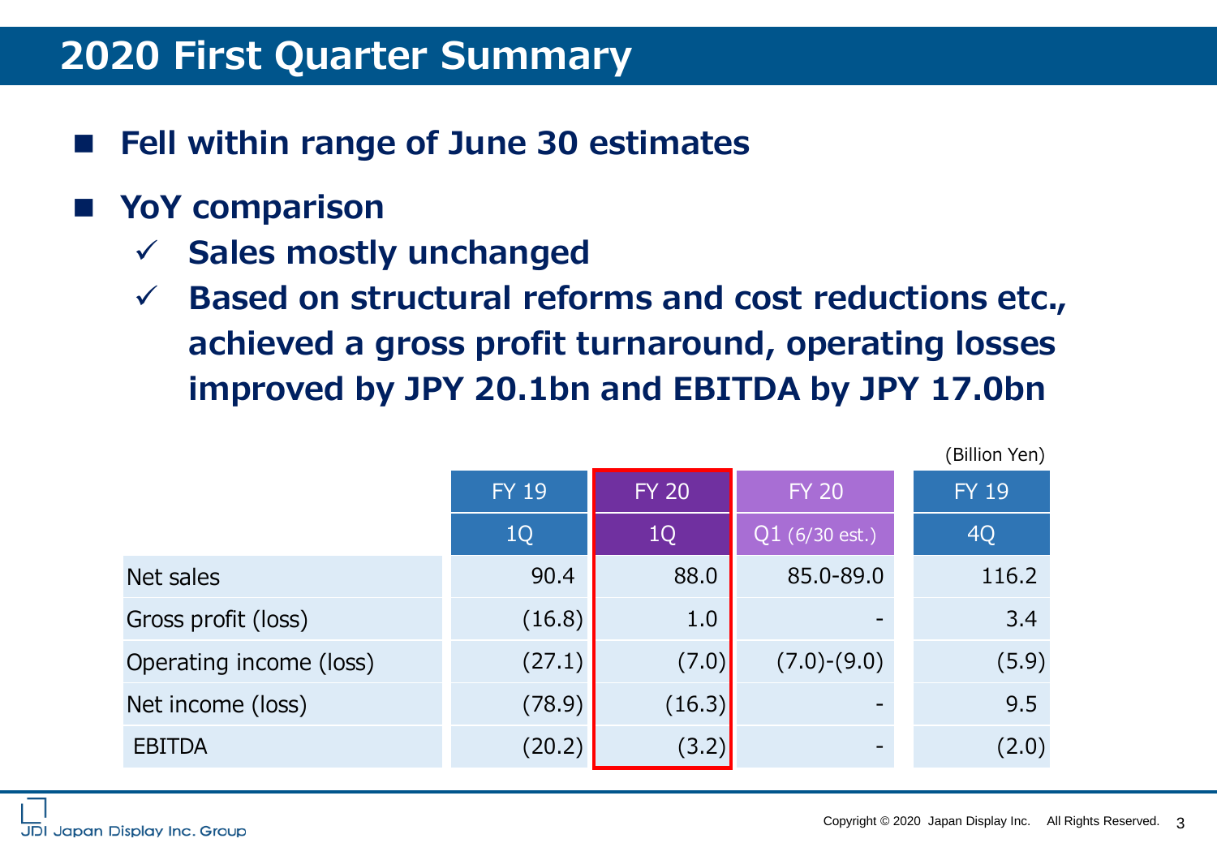# 2020 First Quarter Summary

- **Fell within range of June 30 estimates**
- **YoY comparison**
  - ✓ **Sales mostly unchanged**
  - ✓ **Based on structural reforms and cost reductions etc., achieved a gross profit turnaround, operating losses improved by JPY 20.1bn and EBITDA by JPY 17.0bn**

(Billion Yen)

| | FY 19 | FY 20 | FY 20 | FY 19 |
|---|---|---|---|---|
| | 1Q | 1Q | Q1 (6/30 est.) | 4Q |
| Net sales | 90.4 | 88.0 | 85.0-89.0 | 116.2 |
| Gross profit (loss) | (16.8) | 1.0 | - | 3.4 |
| Operating income (loss) | (27.1) | (7.0) | (7.0)-(9.0) | (5.9) |
| Net income (loss) | (78.9) | (16.3) | - | 9.5 |
| EBITDA | (20.2) | (3.2) | - | (2.0) |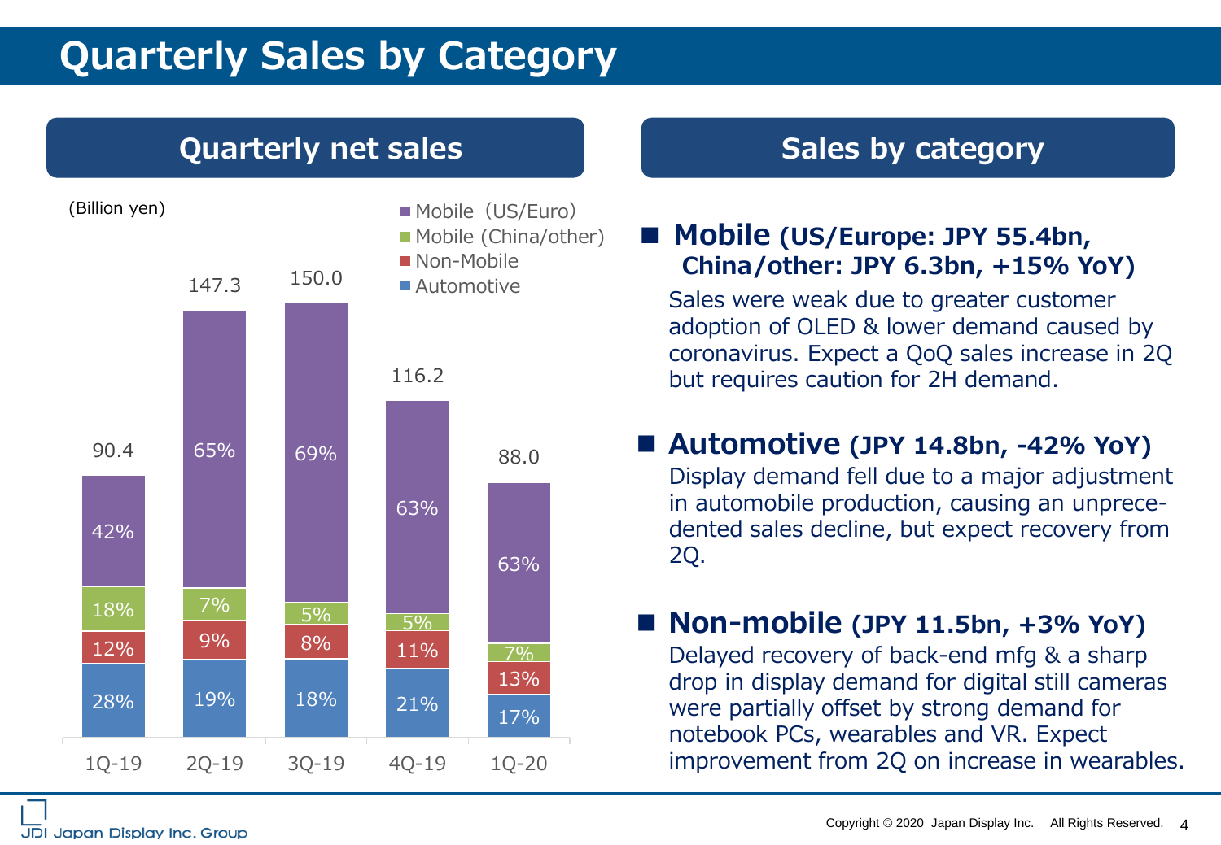# Quarterly Sales by Category

## Quarterly net sales

(Billion yen)

| | 1Q-19 | 2Q-19 | 3Q-19 | 4Q-19 | 1Q-20 |
|---|---|---|---|---|---|
| Total | 90.4 | 147.3 | 150.0 | 116.2 | 88.0 |
| Mobile (US/Euro) | 42% | 65% | 69% | 63% | 63% |
| Mobile (China/other) | 18% | 7% | 5% | 5% | 7% |
| Non-Mobile | 12% | 9% | 8% | 11% | 13% |
| Automotive | 28% | 19% | 18% | 21% | 17% |

## Sales by category

- **Mobile (US/Europe: JPY 55.4bn, China/other: JPY 6.3bn, +15% YoY)**
  Sales were weak due to greater customer adoption of OLED & lower demand caused by coronavirus. Expect a QoQ sales increase in 2Q but requires caution for 2H demand.

- **Automotive (JPY 14.8bn, -42% YoY)**
  Display demand fell due to a major adjustment in automobile production, causing an unprecedented sales decline, but expect recovery from 2Q.

- **Non-mobile (JPY 11.5bn, +3% YoY)**
  Delayed recovery of back-end mfg & a sharp drop in display demand for digital still cameras were partially offset by strong demand for notebook PCs, wearables and VR. Expect improvement from 2Q on increase in wearables.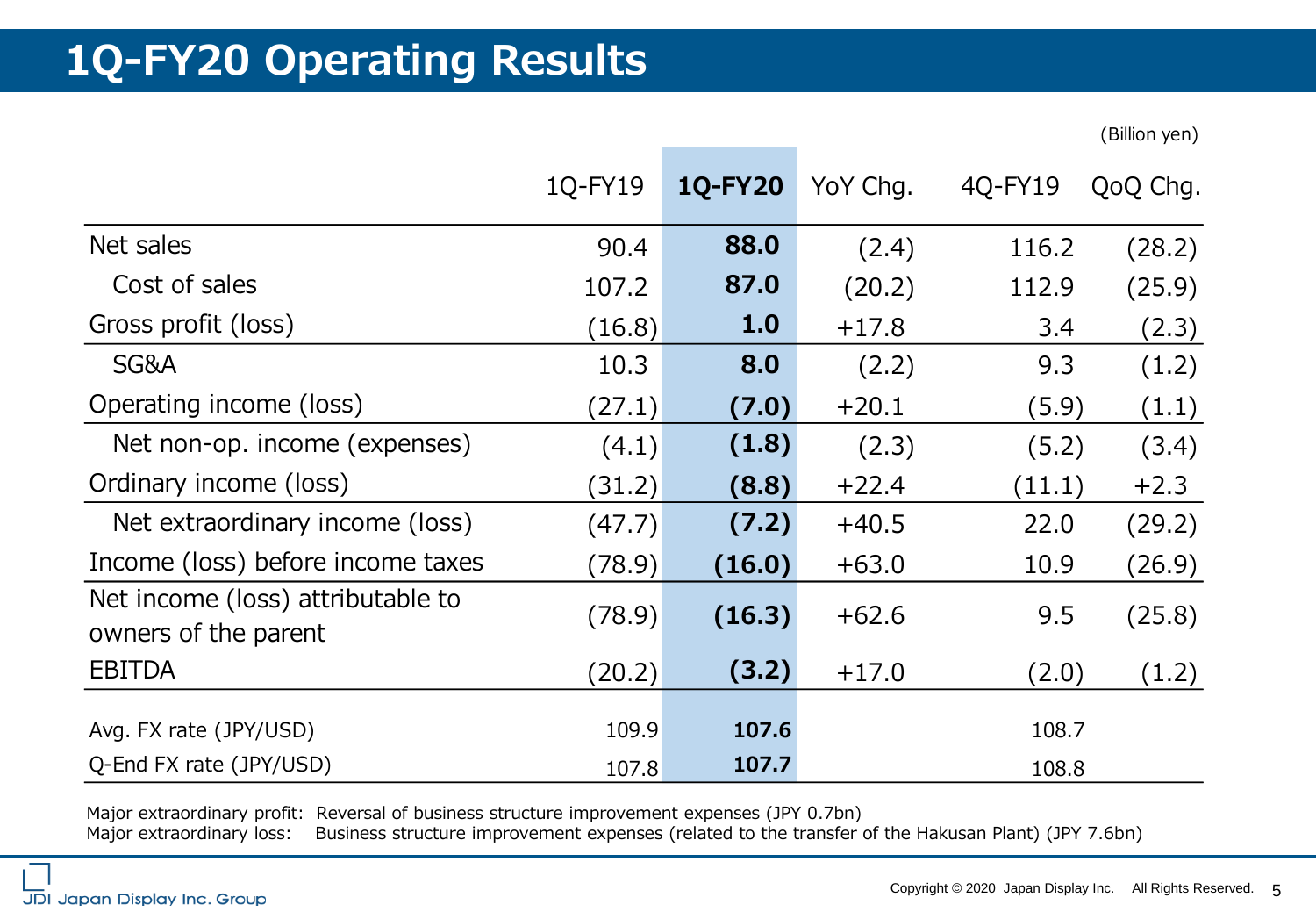# 1Q-FY20 Operating Results

(Billion yen)

| | 1Q-FY19 | **1Q-FY20** | YoY Chg. | 4Q-FY19 | QoQ Chg. |
|---|---|---|---|---|---|
| Net sales | 90.4 | **88.0** | (2.4) | 116.2 | (28.2) |
| Cost of sales | 107.2 | **87.0** | (20.2) | 112.9 | (25.9) |
| Gross profit (loss) | (16.8) | **1.0** | +17.8 | 3.4 | (2.3) |
| SG&A | 10.3 | **8.0** | (2.2) | 9.3 | (1.2) |
| Operating income (loss) | (27.1) | **(7.0)** | +20.1 | (5.9) | (1.1) |
| Net non-op. income (expenses) | (4.1) | **(1.8)** | (2.3) | (5.2) | (3.4) |
| Ordinary income (loss) | (31.2) | **(8.8)** | +22.4 | (11.1) | +2.3 |
| Net extraordinary income (loss) | (47.7) | **(7.2)** | +40.5 | 22.0 | (29.2) |
| Income (loss) before income taxes | (78.9) | **(16.0)** | +63.0 | 10.9 | (26.9) |
| Net income (loss) attributable to owners of the parent | (78.9) | **(16.3)** | +62.6 | 9.5 | (25.8) |
| EBITDA | (20.2) | **(3.2)** | +17.0 | (2.0) | (1.2) |
| Avg. FX rate (JPY/USD) | 109.9 | **107.6** | | 108.7 | |
| Q-End FX rate (JPY/USD) | 107.8 | **107.7** | | 108.8 | |

Major extraordinary profit: Reversal of business structure improvement expenses (JPY 0.7bn)
Major extraordinary loss: Business structure improvement expenses (related to the transfer of the Hakusan Plant) (JPY 7.6bn)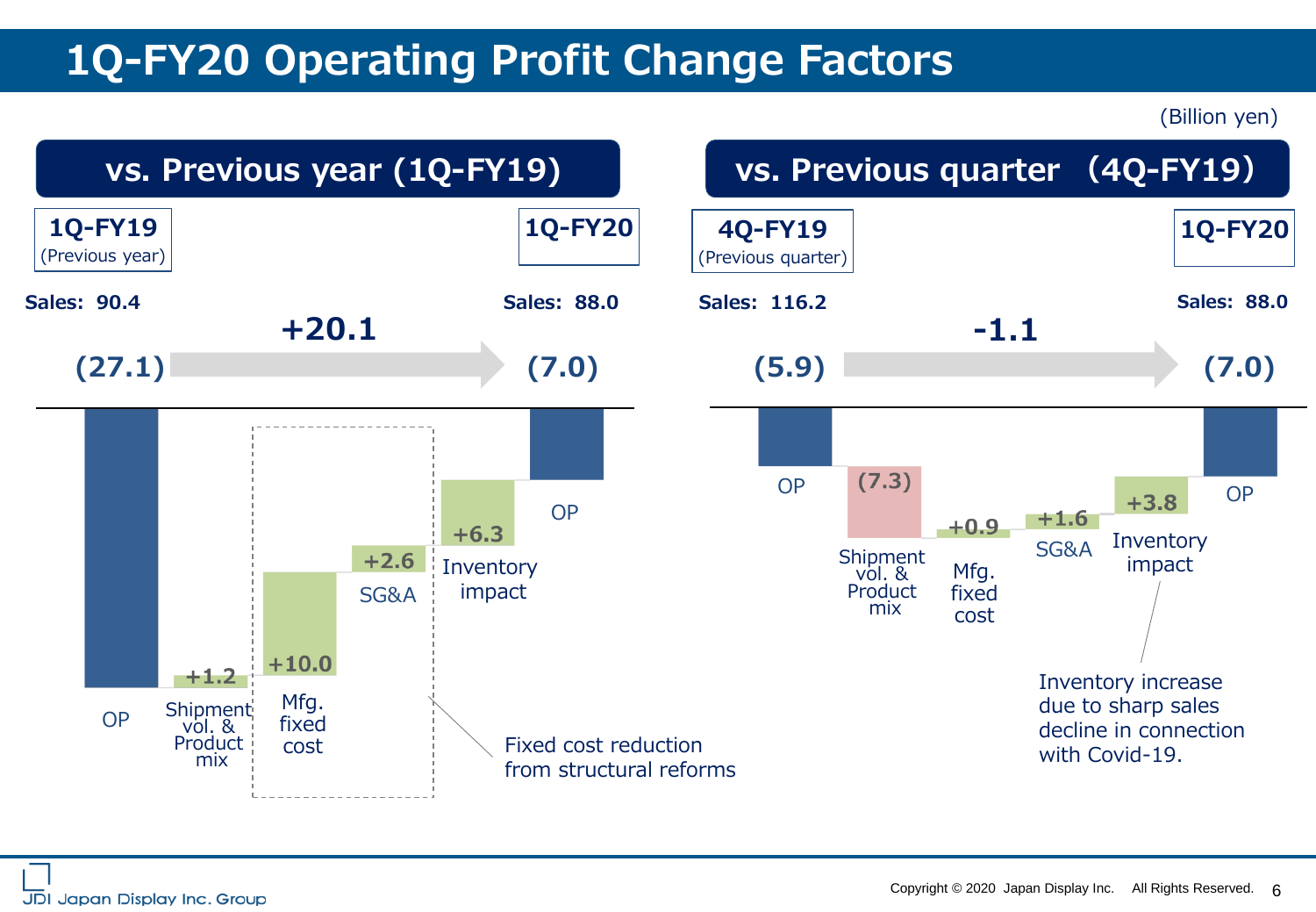# 1Q-FY20 Operating Profit Change Factors

(Billion yen)

## vs. Previous year (1Q-FY19)

| | 1Q-FY19 (Previous year) | Shipment vol. & Product mix | Mfg. fixed cost | SG&A | Inventory impact | 1Q-FY20 |
|---|---|---|---|---|---|---|
| Sales | 90.4 | | | | | 88.0 |
| OP | (27.1) | +1.2 | +10.0 | +2.6 | +6.3 | (7.0) |

Total change: +20.1

Mfg. fixed cost and SG&A: Fixed cost reduction from structural reforms

## vs. Previous quarter (4Q-FY19)

| | 4Q-FY19 (Previous quarter) | Shipment vol. & Product mix | Mfg. fixed cost | SG&A | Inventory impact | 1Q-FY20 |
|---|---|---|---|---|---|---|
| Sales | 116.2 | | | | | 88.0 |
| OP | (5.9) | (7.3) | +0.9 | +1.6 | +3.8 | (7.0) |

Total change: -1.1

Inventory impact: Inventory increase due to sharp sales decline in connection with Covid-19.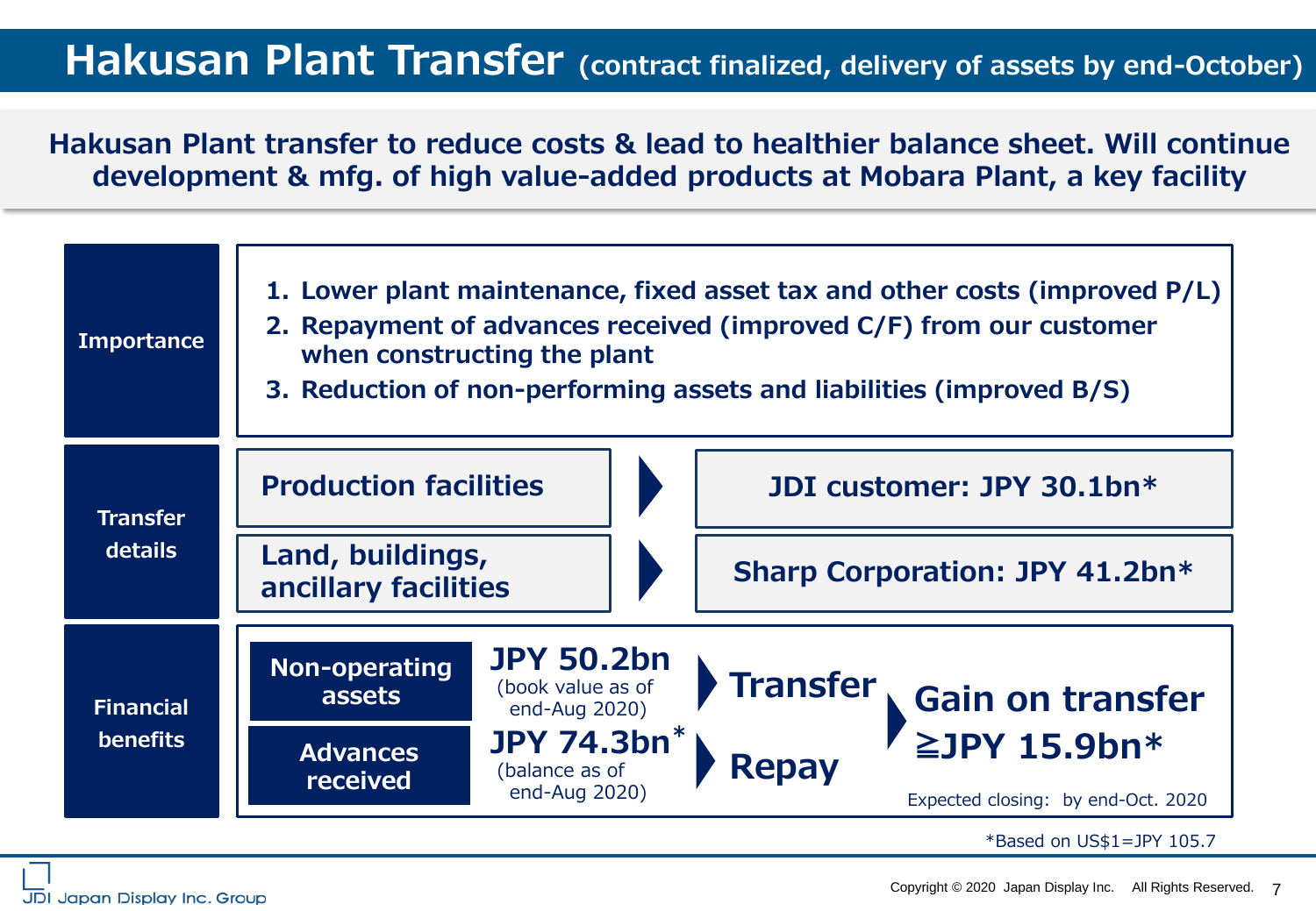# Hakusan Plant Transfer (contract finalized, delivery of assets by end-October)

**Hakusan Plant transfer to reduce costs & lead to healthier balance sheet. Will continue development & mfg. of high value-added products at Mobara Plant, a key facility**

**Importance**

1. Lower plant maintenance, fixed asset tax and other costs (improved P/L)
2. Repayment of advances received (improved C/F) from our customer when constructing the plant
3. Reduction of non-performing assets and liabilities (improved B/S)

**Transfer details**

| Asset | | Transferee |
|---|---|---|
| Production facilities | ▶ | JDI customer: JPY 30.1bn* |
| Land, buildings, ancillary facilities | ▶ | Sharp Corporation: JPY 41.2bn* |

**Financial benefits**

| Item | Amount | Action | Result |
|---|---|---|---|
| Non-operating assets | JPY 50.2bn (book value as of end-Aug 2020) | Transfer | Gain on transfer ≧JPY 15.9bn* |
| Advances received | JPY 74.3bn* (balance as of end-Aug 2020) | Repay | |

Expected closing: by end-Oct. 2020

*Based on US$1=JPY 105.7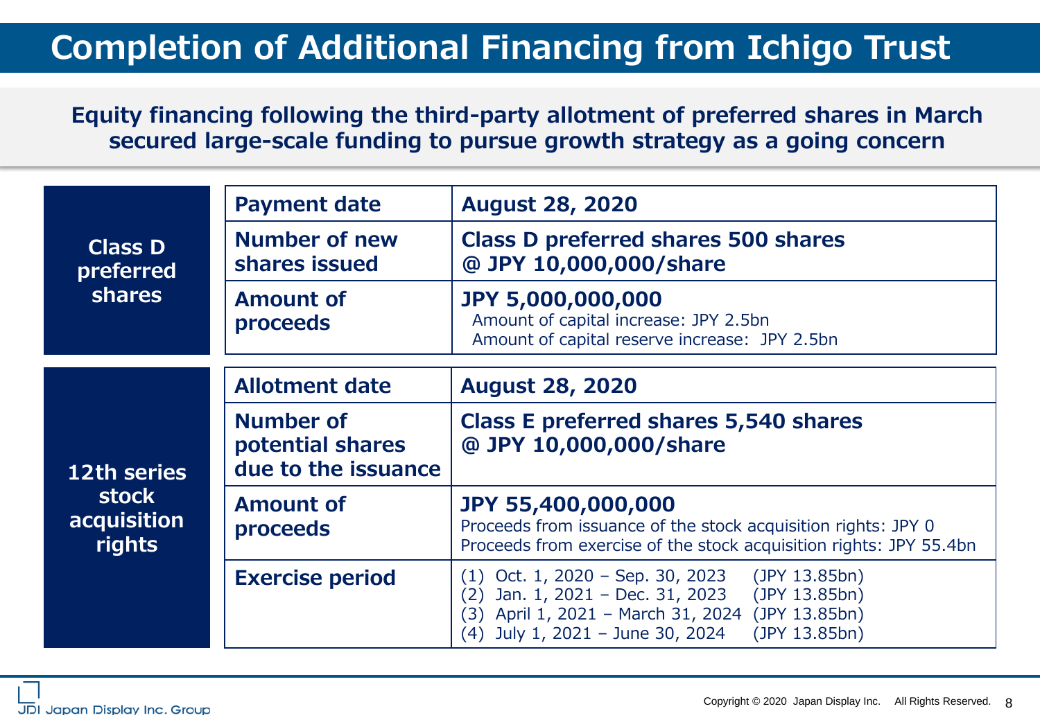# Completion of Additional Financing from Ichigo Trust

**Equity financing following the third-party allotment of preferred shares in March secured large-scale funding to pursue growth strategy as a going concern**

| | | |
|---|---|---|
| **Class D preferred shares** | **Payment date** | **August 28, 2020** |
| | **Number of new shares issued** | **Class D preferred shares 500 shares @ JPY 10,000,000/share** |
| | **Amount of proceeds** | **JPY 5,000,000,000**<br>Amount of capital increase: JPY 2.5bn<br>Amount of capital reserve increase: JPY 2.5bn |

| | | |
|---|---|---|
| **12th series stock acquisition rights** | **Allotment date** | **August 28, 2020** |
| | **Number of potential shares due to the issuance** | **Class E preferred shares 5,540 shares @ JPY 10,000,000/share** |
| | **Amount of proceeds** | **JPY 55,400,000,000**<br>Proceeds from issuance of the stock acquisition rights: JPY 0<br>Proceeds from exercise of the stock acquisition rights: JPY 55.4bn |
| | **Exercise period** | (1) Oct. 1, 2020 – Sep. 30, 2023 (JPY 13.85bn)<br>(2) Jan. 1, 2021 – Dec. 31, 2023 (JPY 13.85bn)<br>(3) April 1, 2021 – March 31, 2024 (JPY 13.85bn)<br>(4) July 1, 2021 – June 30, 2024 (JPY 13.85bn) |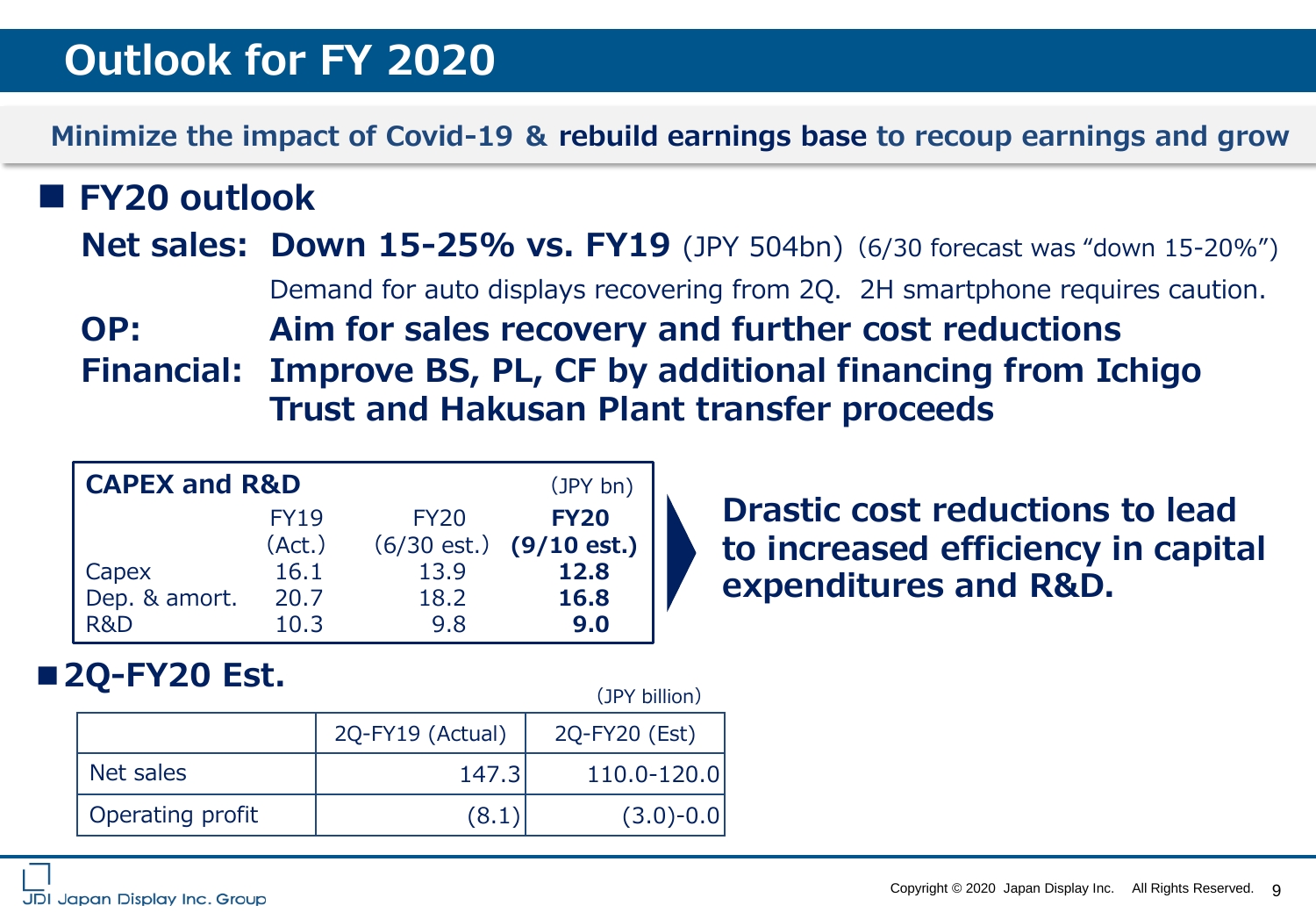# Outlook for FY 2020

**Minimize the impact of Covid-19 & rebuild earnings base to recoup earnings and grow**

## ■ FY20 outlook

**Net sales:** **Down 15-25% vs. FY19** (JPY 504bn) (6/30 forecast was "down 15-20%")

Demand for auto displays recovering from 2Q. 2H smartphone requires caution.

**OP:** **Aim for sales recovery and further cost reductions**

**Financial:** **Improve BS, PL, CF by additional financing from Ichigo Trust and Hakusan Plant transfer proceeds**

**CAPEX and R&D** (JPY bn)

| | FY19 (Act.) | FY20 (6/30 est.) | **FY20 (9/10 est.)** |
|---|---|---|---|
| Capex | 16.1 | 13.9 | **12.8** |
| Dep. & amort. | 20.7 | 18.2 | **16.8** |
| R&D | 10.3 | 9.8 | **9.0** |

**Drastic cost reductions to lead to increased efficiency in capital expenditures and R&D.**

## ■ 2Q-FY20 Est.

(JPY billion)

| | 2Q-FY19 (Actual) | 2Q-FY20 (Est) |
|---|---|---|
| Net sales | 147.3 | 110.0-120.0 |
| Operating profit | (8.1) | (3.0)-0.0 |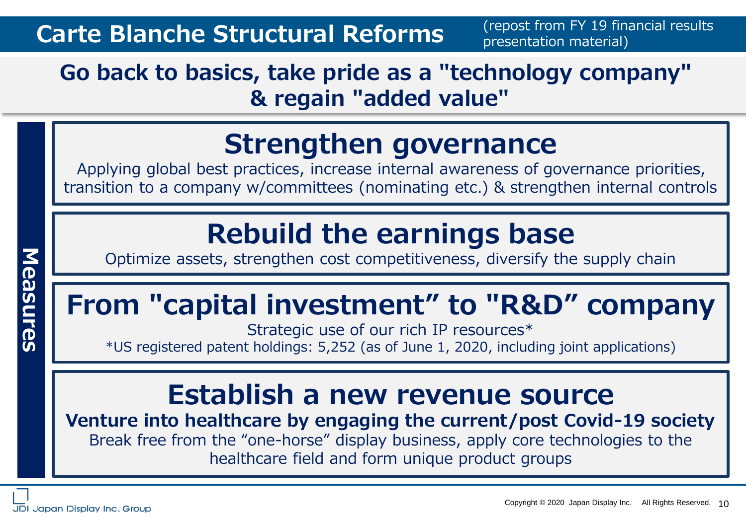# Carte Blanche Structural Reforms

(repost from FY 19 financial results presentation material)

**Go back to basics, take pride as a "technology company" & regain "added value"**

**Measures**

## Strengthen governance

Applying global best practices, increase internal awareness of governance priorities, transition to a company w/committees (nominating etc.) & strengthen internal controls

## Rebuild the earnings base

Optimize assets, strengthen cost competitiveness, diversify the supply chain

## From "capital investment" to "R&D" company

Strategic use of our rich IP resources*

*US registered patent holdings: 5,252 (as of June 1, 2020, including joint applications)

## Establish a new revenue source

**Venture into healthcare by engaging the current/post Covid-19 society**

Break free from the "one-horse" display business, apply core technologies to the healthcare field and form unique product groups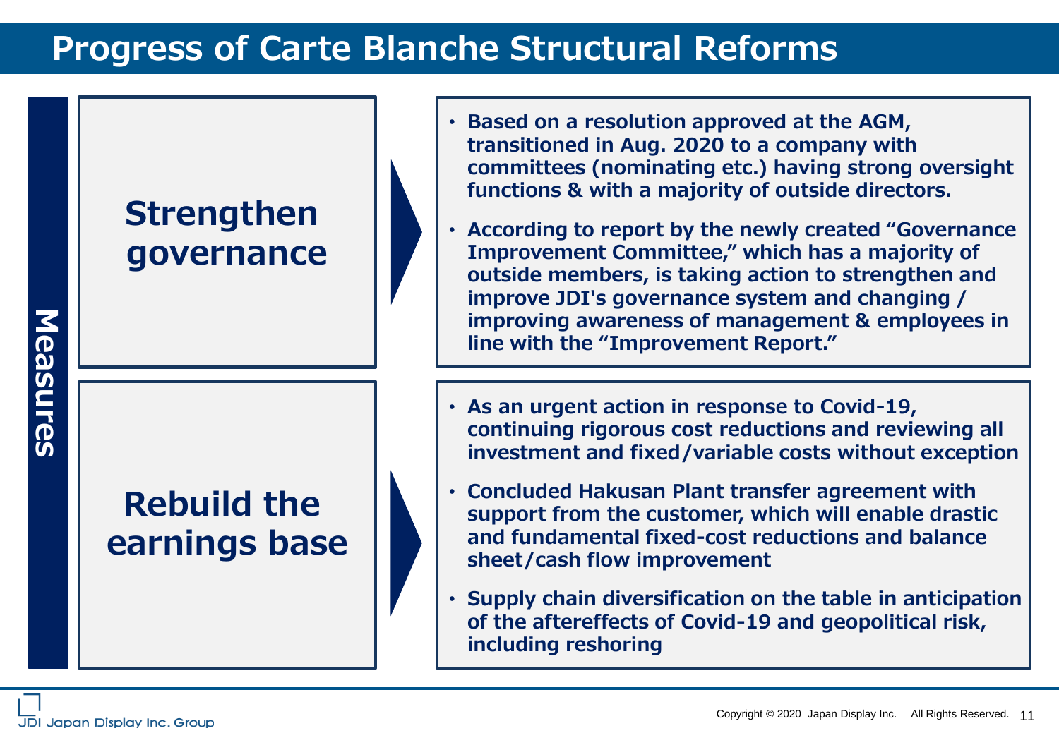# Progress of Carte Blanche Structural Reforms

**Measures**

## Strengthen governance

- **Based on a resolution approved at the AGM, transitioned in Aug. 2020 to a company with committees (nominating etc.) having strong oversight functions & with a majority of outside directors.**
- **According to report by the newly created "Governance Improvement Committee," which has a majority of outside members, is taking action to strengthen and improve JDI's governance system and changing / improving awareness of management & employees in line with the "Improvement Report."**

## Rebuild the earnings base

- **As an urgent action in response to Covid-19, continuing rigorous cost reductions and reviewing all investment and fixed/variable costs without exception**
- **Concluded Hakusan Plant transfer agreement with support from the customer, which will enable drastic and fundamental fixed-cost reductions and balance sheet/cash flow improvement**
- **Supply chain diversification on the table in anticipation of the aftereffects of Covid-19 and geopolitical risk, including reshoring**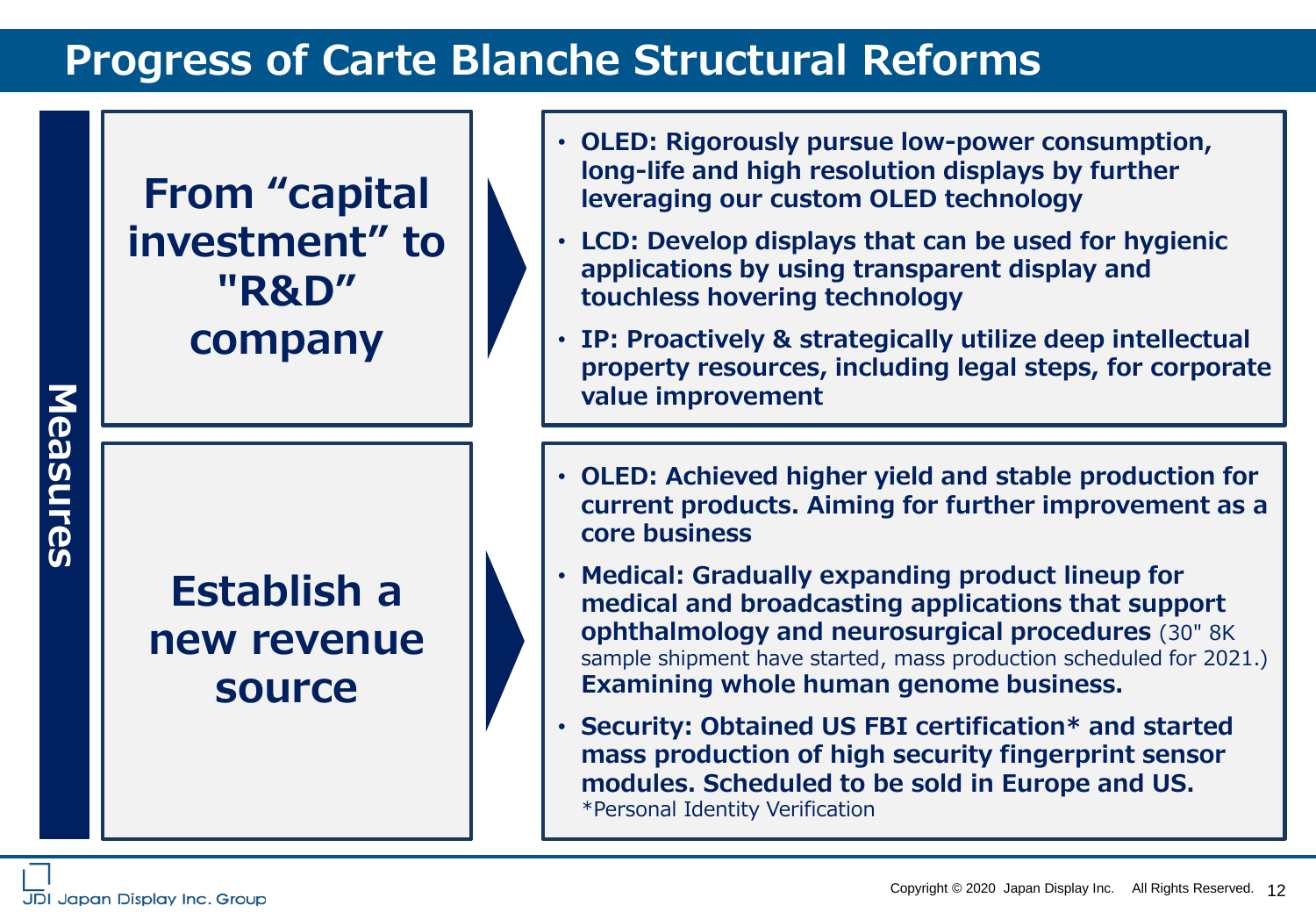# Progress of Carte Blanche Structural Reforms

**Measures**

## From “capital investment” to "R&D” company

- **OLED: Rigorously pursue low-power consumption, long-life and high resolution displays by further leveraging our custom OLED technology**
- **LCD: Develop displays that can be used for hygienic applications by using transparent display and touchless hovering technology**
- **IP: Proactively & strategically utilize deep intellectual property resources, including legal steps, for corporate value improvement**

## Establish a new revenue source

- **OLED: Achieved higher yield and stable production for current products. Aiming for further improvement as a core business**
- **Medical: Gradually expanding product lineup for medical and broadcasting applications that support ophthalmology and neurosurgical procedures** (30" 8K sample shipment have started, mass production scheduled for 2021.) **Examining whole human genome business.**
- **Security: Obtained US FBI certification* and started mass production of high security fingerprint sensor modules. Scheduled to be sold in Europe and US.**
  *Personal Identity Verification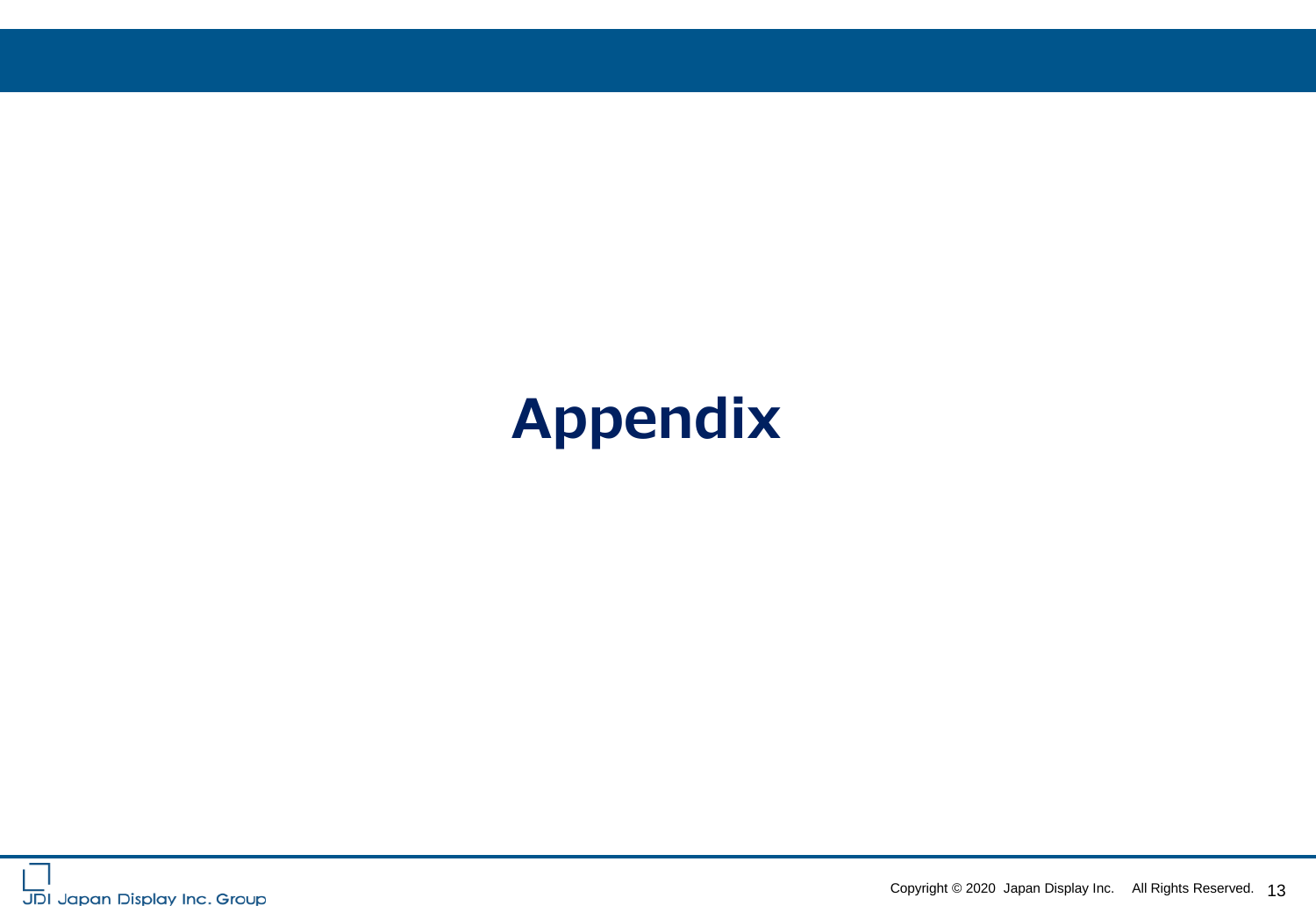# Appendix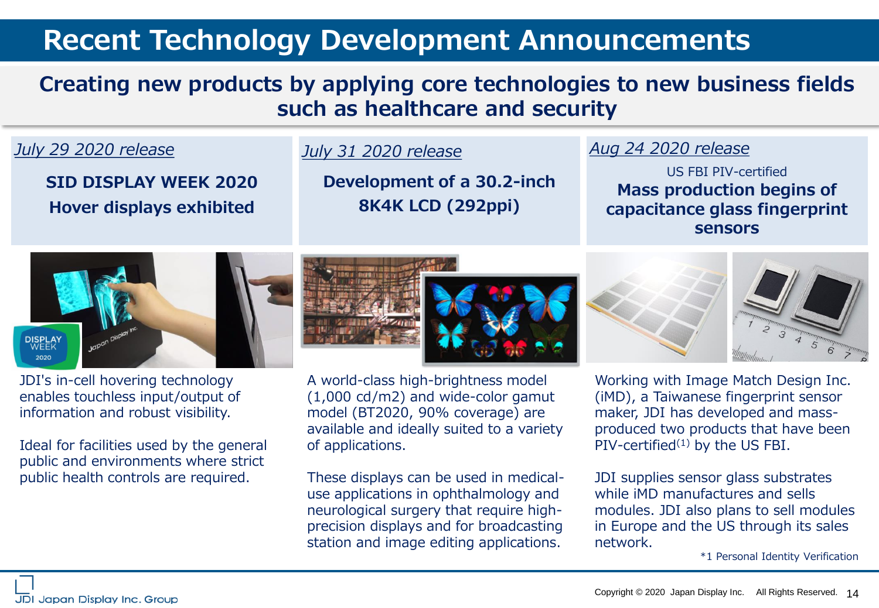# Recent Technology Development Announcements

## Creating new products by applying core technologies to new business fields such as healthcare and security

### *July 29 2020 release*

**SID DISPLAY WEEK 2020**
**Hover displays exhibited**

JDI's in-cell hovering technology enables touchless input/output of information and robust visibility.

Ideal for facilities used by the general public and environments where strict public health controls are required.

### *July 31 2020 release*

**Development of a 30.2-inch 8K4K LCD (292ppi)**

A world-class high-brightness model (1,000 cd/m2) and wide-color gamut model (BT2020, 90% coverage) are available and ideally suited to a variety of applications.

These displays can be used in medical-use applications in ophthalmology and neurological surgery that require high-precision displays and for broadcasting station and image editing applications.

### *Aug 24 2020 release*

US FBI PIV-certified
**Mass production begins of capacitance glass fingerprint sensors**

Working with Image Match Design Inc. (iMD), a Taiwanese fingerprint sensor maker, JDI has developed and mass-produced two products that have been PIV-certified[1] by the US FBI.

JDI supplies sensor glass substrates while iMD manufactures and sells modules. JDI also plans to sell modules in Europe and the US through its sales network.

*1 Personal Identity Verification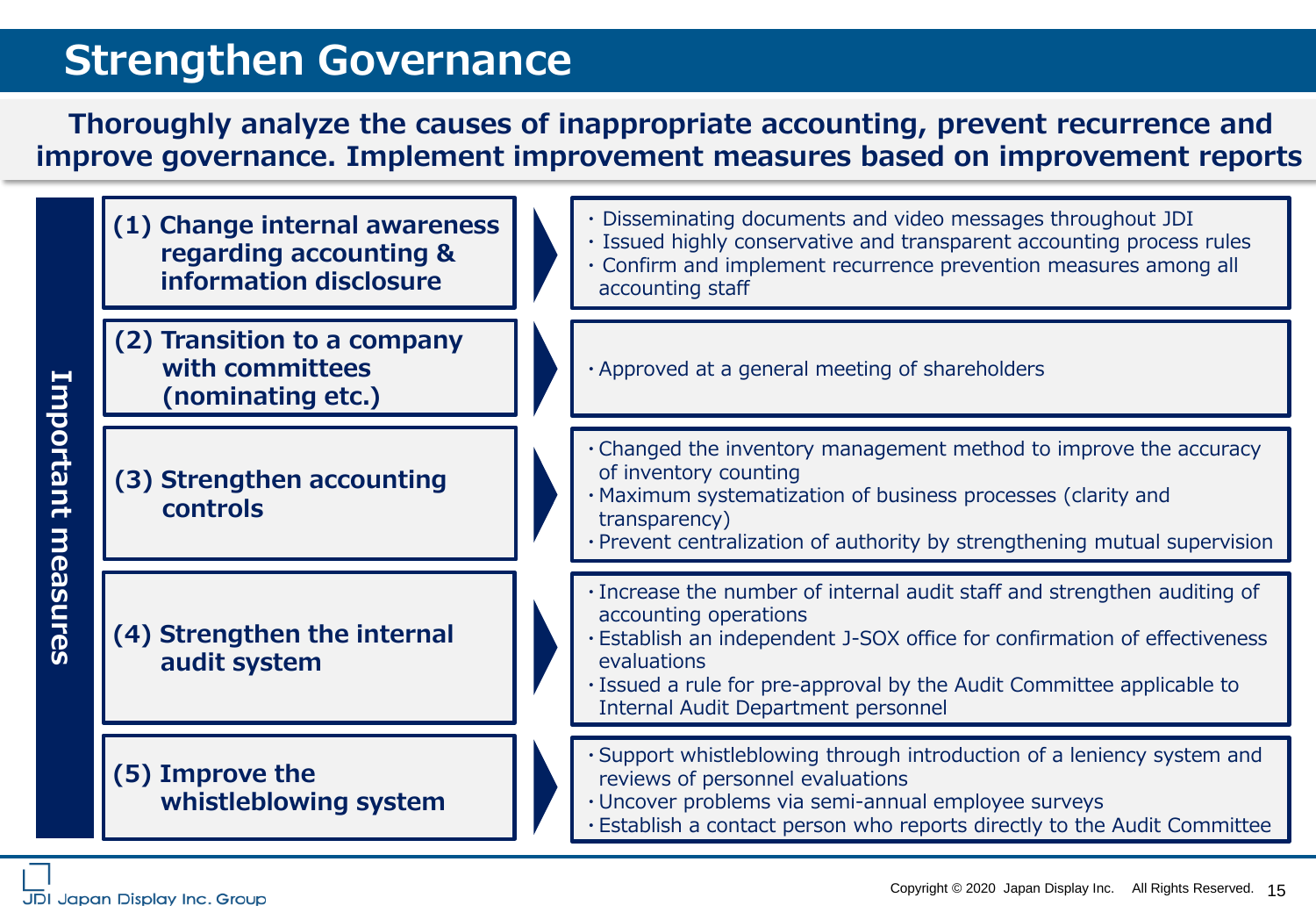# Strengthen Governance

**Thoroughly analyze the causes of inappropriate accounting, prevent recurrence and improve governance. Implement improvement measures based on improvement reports**

## Important measures

| Measure | Actions |
|---|---|
| **(1) Change internal awareness regarding accounting & information disclosure** | ・Disseminating documents and video messages throughout JDI<br>・Issued highly conservative and transparent accounting process rules<br>・Confirm and implement recurrence prevention measures among all accounting staff |
| **(2) Transition to a company with committees (nominating etc.)** | ・Approved at a general meeting of shareholders |
| **(3) Strengthen accounting controls** | ・Changed the inventory management method to improve the accuracy of inventory counting<br>・Maximum systematization of business processes (clarity and transparency)<br>・Prevent centralization of authority by strengthening mutual supervision |
| **(4) Strengthen the internal audit system** | ・Increase the number of internal audit staff and strengthen auditing of accounting operations<br>・Establish an independent J-SOX office for confirmation of effectiveness evaluations<br>・Issued a rule for pre-approval by the Audit Committee applicable to Internal Audit Department personnel |
| **(5) Improve the whistleblowing system** | ・Support whistleblowing through introduction of a leniency system and reviews of personnel evaluations<br>・Uncover problems via semi-annual employee surveys<br>・Establish a contact person who reports directly to the Audit Committee |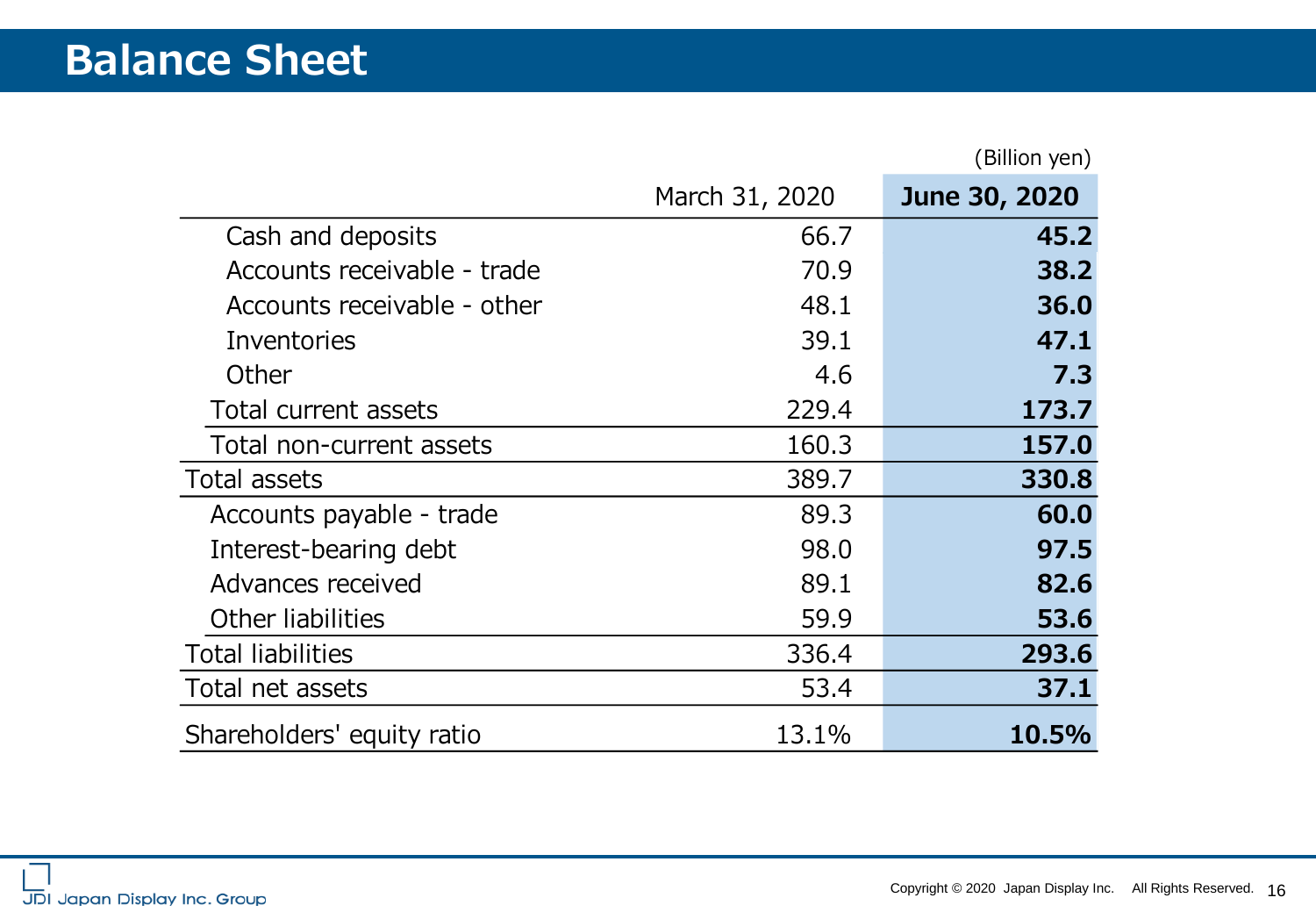# Balance Sheet

(Billion yen)

| | March 31, 2020 | **June 30, 2020** |
|---|---|---|
| Cash and deposits | 66.7 | **45.2** |
| Accounts receivable - trade | 70.9 | **38.2** |
| Accounts receivable - other | 48.1 | **36.0** |
| Inventories | 39.1 | **47.1** |
| Other | 4.6 | **7.3** |
| Total current assets | 229.4 | **173.7** |
| Total non-current assets | 160.3 | **157.0** |
| Total assets | 389.7 | **330.8** |
| Accounts payable - trade | 89.3 | **60.0** |
| Interest-bearing debt | 98.0 | **97.5** |
| Advances received | 89.1 | **82.6** |
| Other liabilities | 59.9 | **53.6** |
| Total liabilities | 336.4 | **293.6** |
| Total net assets | 53.4 | **37.1** |
| Shareholders' equity ratio | 13.1% | **10.5%** |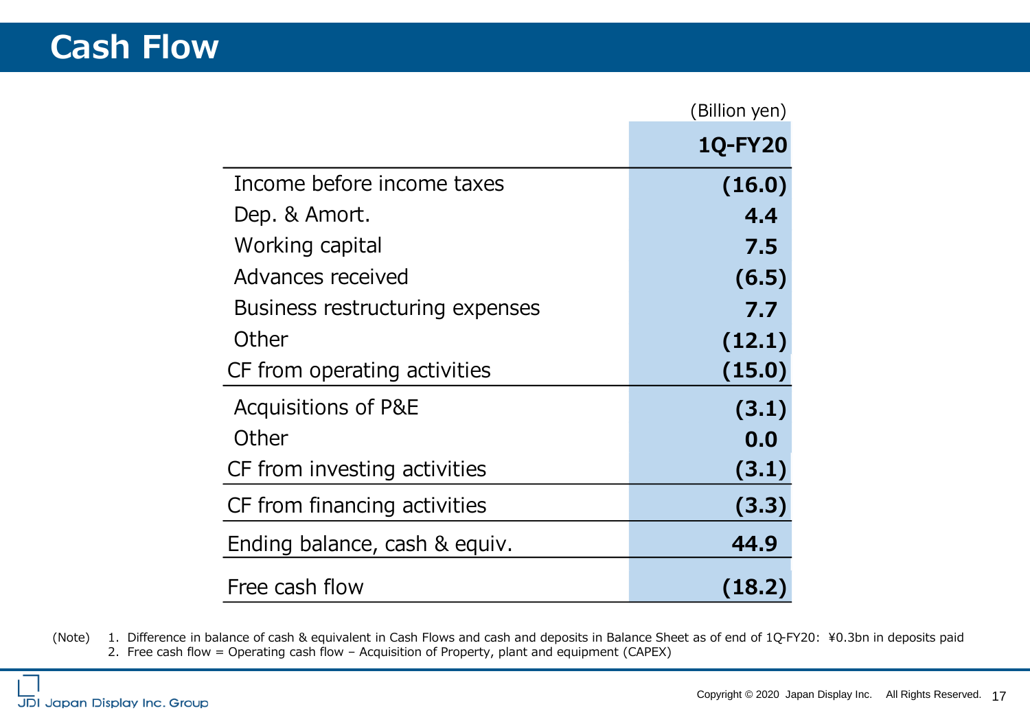# Cash Flow

(Billion yen)

| | 1Q-FY20 |
|---|---|
| Income before income taxes | (16.0) |
| Dep. & Amort. | 4.4 |
| Working capital | 7.5 |
| Advances received | (6.5) |
| Business restructuring expenses | 7.7 |
| Other | (12.1) |
| CF from operating activities | (15.0) |
| Acquisitions of P&E | (3.1) |
| Other | 0.0 |
| CF from investing activities | (3.1) |
| CF from financing activities | (3.3) |
| Ending balance, cash & equiv. | 44.9 |
| Free cash flow | (18.2) |

(Note)
1. Difference in balance of cash & equivalent in Cash Flows and cash and deposits in Balance Sheet as of end of 1Q-FY20: ¥0.3bn in deposits paid
2. Free cash flow = Operating cash flow − Acquisition of Property, plant and equipment (CAPEX)